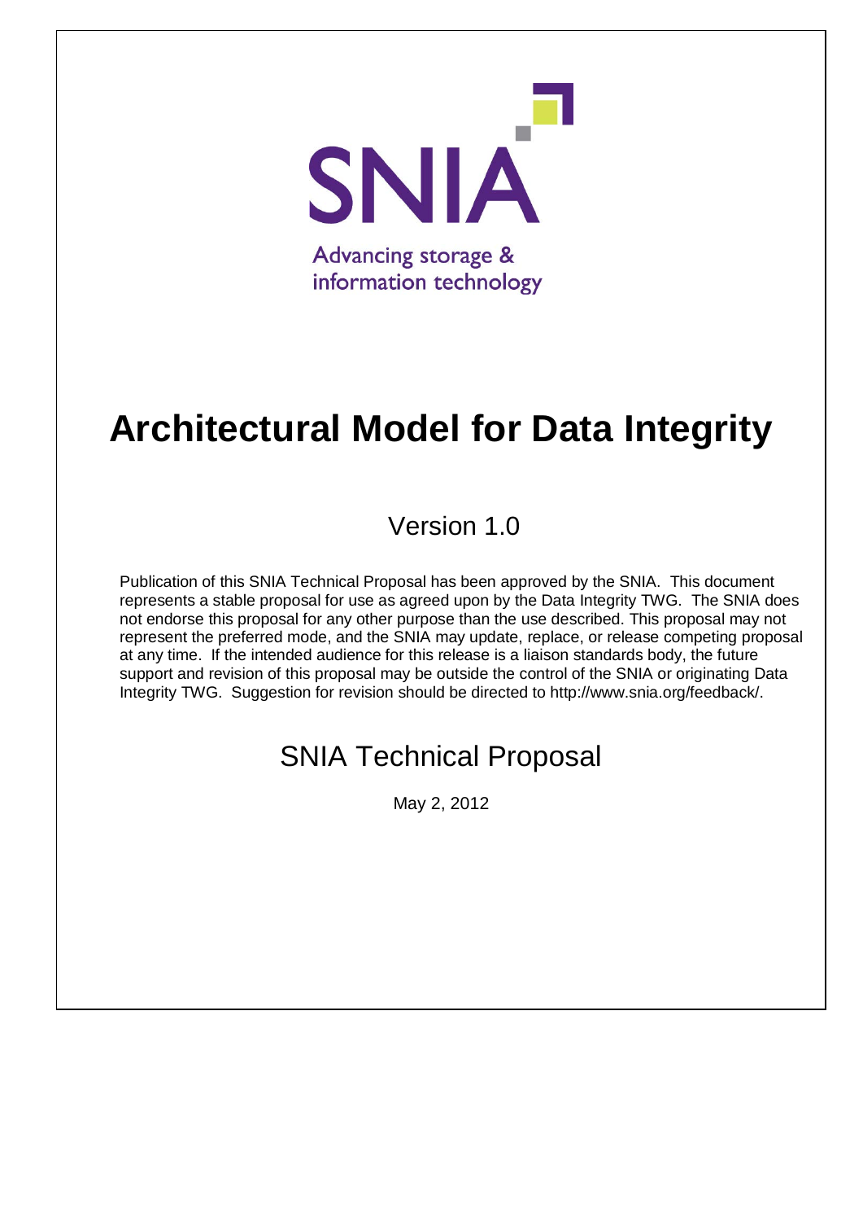SNIA

Advancing storage & information technology

# Architectural Model for Data Integrity

## Version 1.0

Publication of this SNIA Technical Proposal has been approved by the SNIA. This document represents a stable proposal for use as agreed upon by the Data Integrity TWG. The SNIA does not endorse this proposal for any other purpose than the use described. This proposal may not represent the preferred mode, and the SNIA may update, replace, or release competing proposal at any time. If the intended audience for this release is a liaison standards body, the future support and revision of this proposal may be outside the control of the SNIA or originating Data Integrity TWG. Suggestion for revision should be directed to http://www.snia.org/feedback/.

## SNIA Technical Proposal

May 2, 2012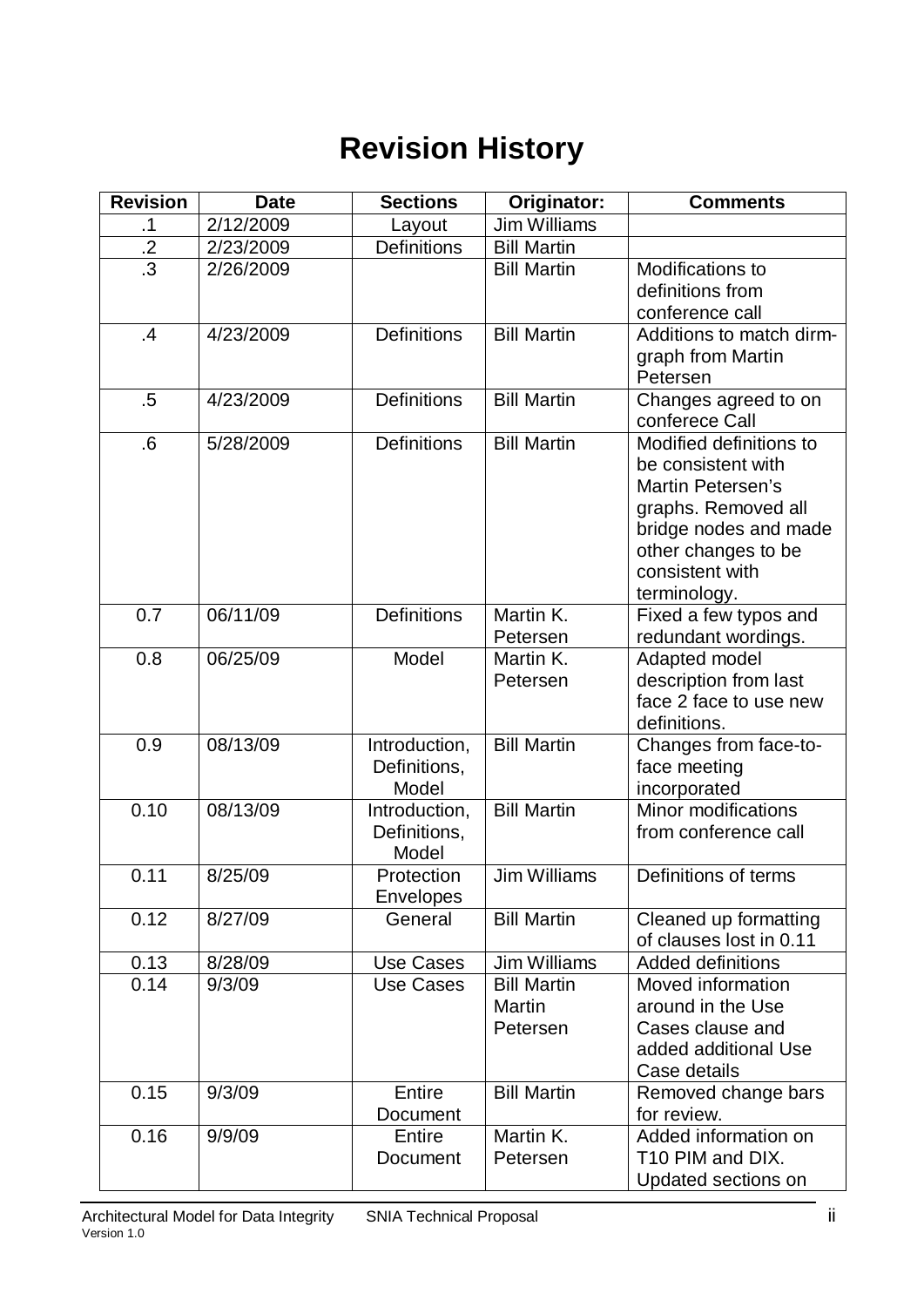# Revision History

| Revision | Date | Sections | Originator: | Comments |
|---|---|---|---|---|
| .1 | 2/12/2009 | Layout | Jim Williams | |
| .2 | 2/23/2009 | Definitions | Bill Martin | |
| .3 | 2/26/2009 | | Bill Martin | Modifications to definitions from conference call |
| .4 | 4/23/2009 | Definitions | Bill Martin | Additions to match dirm-graph from Martin Petersen |
| .5 | 4/23/2009 | Definitions | Bill Martin | Changes agreed to on conferece Call |
| .6 | 5/28/2009 | Definitions | Bill Martin | Modified definitions to be consistent with Martin Petersen's graphs. Removed all bridge nodes and made other changes to be consistent with terminology. |
| 0.7 | 06/11/09 | Definitions | Martin K. Petersen | Fixed a few typos and redundant wordings. |
| 0.8 | 06/25/09 | Model | Martin K. Petersen | Adapted model description from last face 2 face to use new definitions. |
| 0.9 | 08/13/09 | Introduction, Definitions, Model | Bill Martin | Changes from face-to-face meeting incorporated |
| 0.10 | 08/13/09 | Introduction, Definitions, Model | Bill Martin | Minor modifications from conference call |
| 0.11 | 8/25/09 | Protection Envelopes | Jim Williams | Definitions of terms |
| 0.12 | 8/27/09 | General | Bill Martin | Cleaned up formatting of clauses lost in 0.11 |
| 0.13 | 8/28/09 | Use Cases | Jim Williams | Added definitions |
| 0.14 | 9/3/09 | Use Cases | Bill Martin Martin Petersen | Moved information around in the Use Cases clause and added additional Use Case details |
| 0.15 | 9/3/09 | Entire Document | Bill Martin | Removed change bars for review. |
| 0.16 | 9/9/09 | Entire Document | Martin K. Petersen | Added information on T10 PIM and DIX. Updated sections on |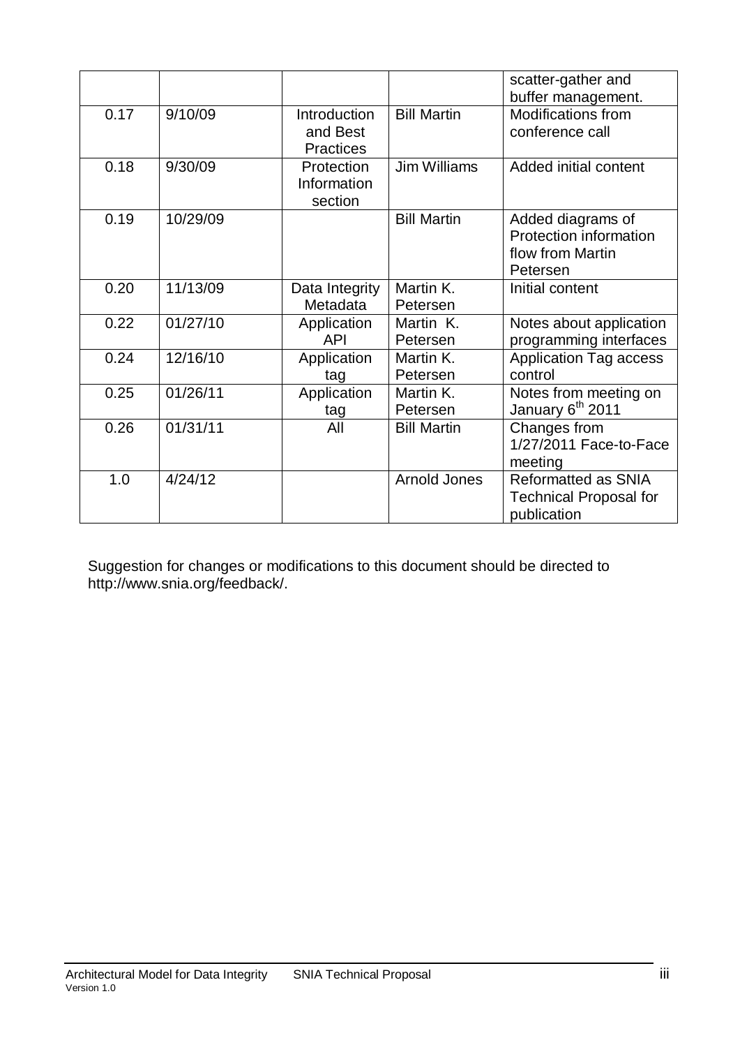|  |  |  |  | scatter-gather and buffer management. |
|---|---|---|---|---|
| 0.17 | 9/10/09 | Introduction and Best Practices | Bill Martin | Modifications from conference call |
| 0.18 | 9/30/09 | Protection Information section | Jim Williams | Added initial content |
| 0.19 | 10/29/09 |  | Bill Martin | Added diagrams of Protection information flow from Martin Petersen |
| 0.20 | 11/13/09 | Data Integrity Metadata | Martin K. Petersen | Initial content |
| 0.22 | 01/27/10 | Application API | Martin K. Petersen | Notes about application programming interfaces |
| 0.24 | 12/16/10 | Application tag | Martin K. Petersen | Application Tag access control |
| 0.25 | 01/26/11 | Application tag | Martin K. Petersen | Notes from meeting on January 6th 2011 |
| 0.26 | 01/31/11 | All | Bill Martin | Changes from 1/27/2011 Face-to-Face meeting |
| 1.0 | 4/24/12 |  | Arnold Jones | Reformatted as SNIA Technical Proposal for publication |

Suggestion for changes or modifications to this document should be directed to http://www.snia.org/feedback/.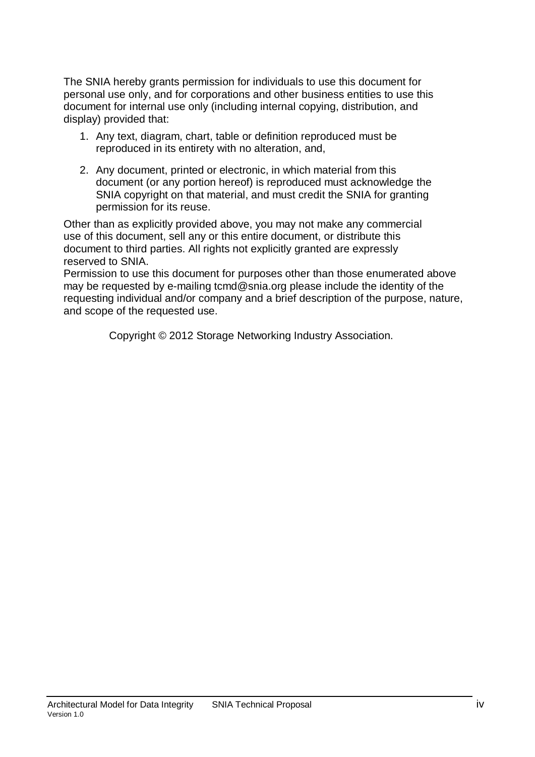The SNIA hereby grants permission for individuals to use this document for personal use only, and for corporations and other business entities to use this document for internal use only (including internal copying, distribution, and display) provided that:

1. Any text, diagram, chart, table or definition reproduced must be reproduced in its entirety with no alteration, and,
2. Any document, printed or electronic, in which material from this document (or any portion hereof) is reproduced must acknowledge the SNIA copyright on that material, and must credit the SNIA for granting permission for its reuse.

Other than as explicitly provided above, you may not make any commercial use of this document, sell any or this entire document, or distribute this document to third parties. All rights not explicitly granted are expressly reserved to SNIA.
Permission to use this document for purposes other than those enumerated above may be requested by e-mailing tcmd@snia.org please include the identity of the requesting individual and/or company and a brief description of the purpose, nature, and scope of the requested use.

Copyright © 2012 Storage Networking Industry Association.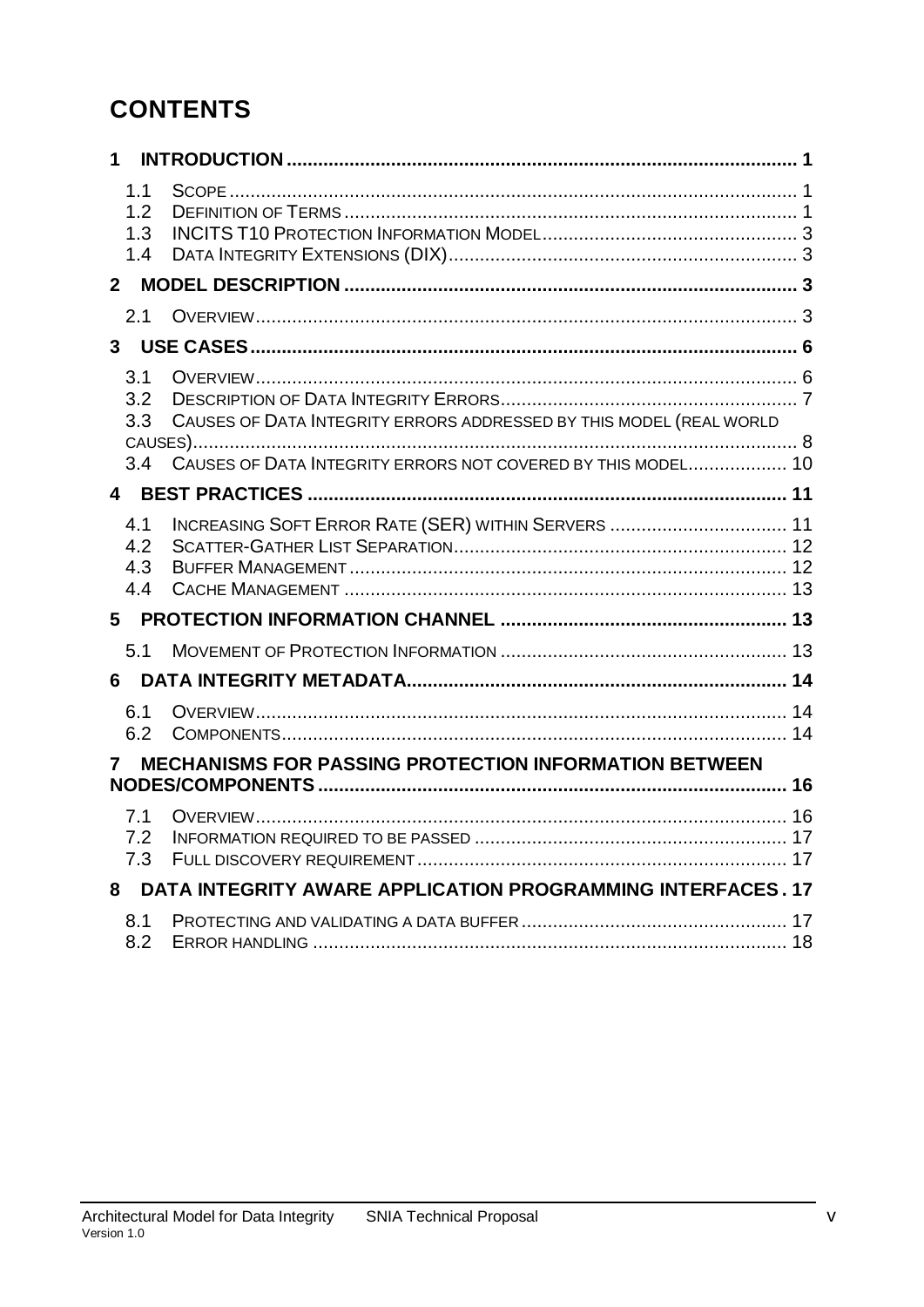# CONTENTS

**1 INTRODUCTION** ........ 1

- 1.1 SCOPE ........ 1
- 1.2 DEFINITION OF TERMS ........ 1
- 1.3 INCITS T10 PROTECTION INFORMATION MODEL ........ 3
- 1.4 DATA INTEGRITY EXTENSIONS (DIX) ........ 3

**2 MODEL DESCRIPTION** ........ 3

- 2.1 OVERVIEW ........ 3

**3 USE CASES** ........ 6

- 3.1 OVERVIEW ........ 6
- 3.2 DESCRIPTION OF DATA INTEGRITY ERRORS ........ 7
- 3.3 CAUSES OF DATA INTEGRITY ERRORS ADDRESSED BY THIS MODEL (REAL WORLD CAUSES) ........ 8
- 3.4 CAUSES OF DATA INTEGRITY ERRORS NOT COVERED BY THIS MODEL ........ 10

**4 BEST PRACTICES** ........ 11

- 4.1 INCREASING SOFT ERROR RATE (SER) WITHIN SERVERS ........ 11
- 4.2 SCATTER-GATHER LIST SEPARATION ........ 12
- 4.3 BUFFER MANAGEMENT ........ 12
- 4.4 CACHE MANAGEMENT ........ 13

**5 PROTECTION INFORMATION CHANNEL** ........ 13

- 5.1 MOVEMENT OF PROTECTION INFORMATION ........ 13

**6 DATA INTEGRITY METADATA** ........ 14

- 6.1 OVERVIEW ........ 14
- 6.2 COMPONENTS ........ 14

**7 MECHANISMS FOR PASSING PROTECTION INFORMATION BETWEEN NODES/COMPONENTS** ........ 16

- 7.1 OVERVIEW ........ 16
- 7.2 INFORMATION REQUIRED TO BE PASSED ........ 17
- 7.3 FULL DISCOVERY REQUIREMENT ........ 17

**8 DATA INTEGRITY AWARE APPLICATION PROGRAMMING INTERFACES** ........ 17

- 8.1 PROTECTING AND VALIDATING A DATA BUFFER ........ 17
- 8.2 ERROR HANDLING ........ 18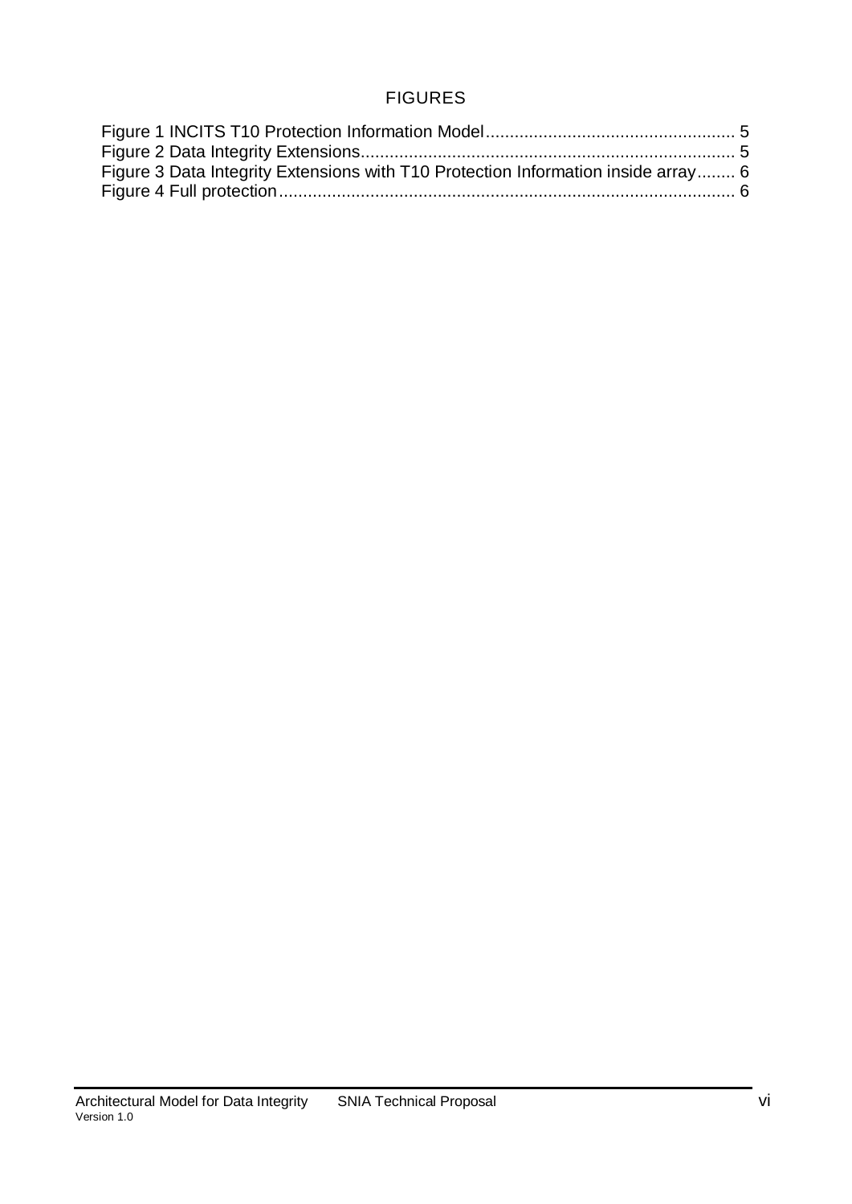## FIGURES

Figure 1 INCITS T10 Protection Information Model .......................................................... 5
Figure 2 Data Integrity Extensions ................................................................................... 5
Figure 3 Data Integrity Extensions with T10 Protection Information inside array ........ 6
Figure 4 Full protection ..................................................................................................... 6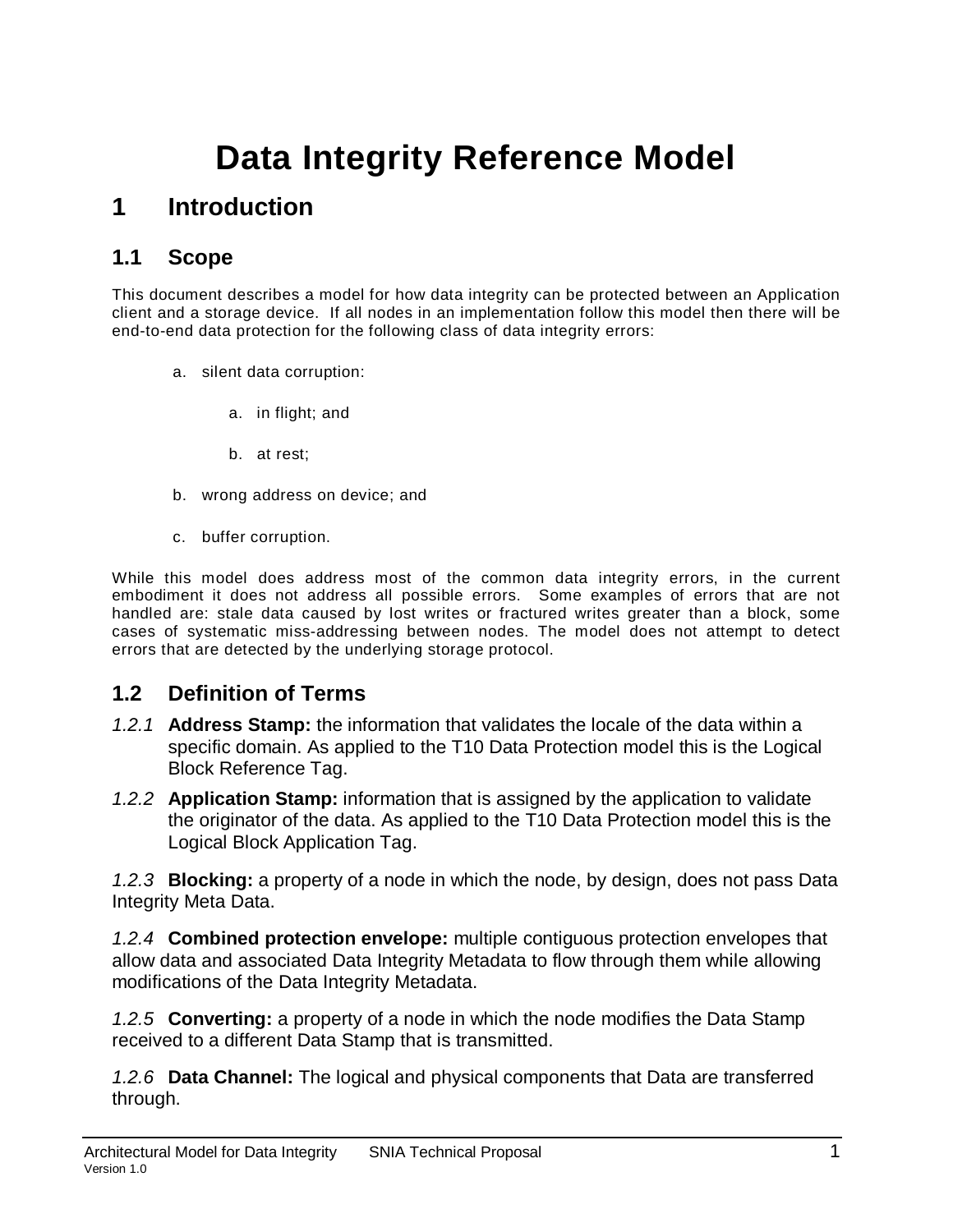# Data Integrity Reference Model

## 1 Introduction

### 1.1 Scope

This document describes a model for how data integrity can be protected between an Application client and a storage device. If all nodes in an implementation follow this model then there will be end-to-end data protection for the following class of data integrity errors:

a. silent data corruption:

    a. in flight; and

    b. at rest;

b. wrong address on device; and

c. buffer corruption.

While this model does address most of the common data integrity errors, in the current embodiment it does not address all possible errors. Some examples of errors that are not handled are: stale data caused by lost writes or fractured writes greater than a block, some cases of systematic miss-addressing between nodes. The model does not attempt to detect errors that are detected by the underlying storage protocol.

### 1.2 Definition of Terms

*1.2.1* **Address Stamp:** the information that validates the locale of the data within a specific domain. As applied to the T10 Data Protection model this is the Logical Block Reference Tag.

*1.2.2* **Application Stamp:** information that is assigned by the application to validate the originator of the data. As applied to the T10 Data Protection model this is the Logical Block Application Tag.

*1.2.3* **Blocking:** a property of a node in which the node, by design, does not pass Data Integrity Meta Data.

*1.2.4* **Combined protection envelope:** multiple contiguous protection envelopes that allow data and associated Data Integrity Metadata to flow through them while allowing modifications of the Data Integrity Metadata.

*1.2.5* **Converting:** a property of a node in which the node modifies the Data Stamp received to a different Data Stamp that is transmitted.

*1.2.6* **Data Channel:** The logical and physical components that Data are transferred through.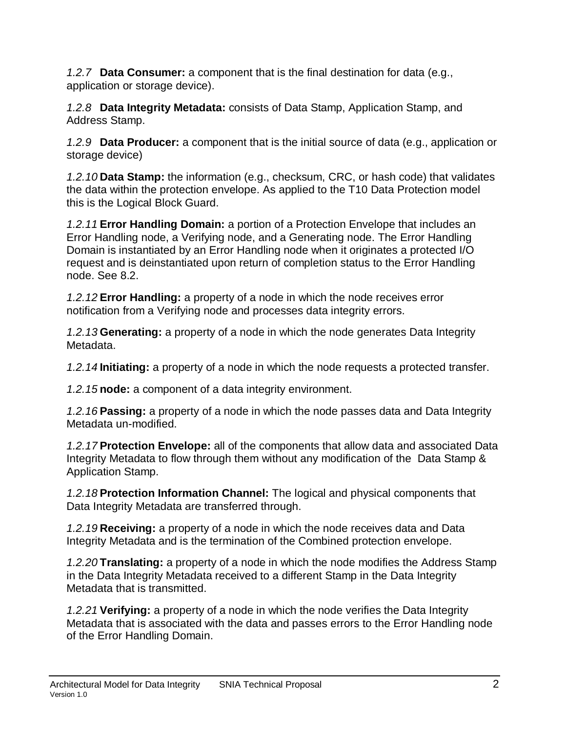*1.2.7* **Data Consumer:** a component that is the final destination for data (e.g., application or storage device).

*1.2.8* **Data Integrity Metadata:** consists of Data Stamp, Application Stamp, and Address Stamp.

*1.2.9* **Data Producer:** a component that is the initial source of data (e.g., application or storage device)

*1.2.10* **Data Stamp:** the information (e.g., checksum, CRC, or hash code) that validates the data within the protection envelope. As applied to the T10 Data Protection model this is the Logical Block Guard.

*1.2.11* **Error Handling Domain:** a portion of a Protection Envelope that includes an Error Handling node, a Verifying node, and a Generating node. The Error Handling Domain is instantiated by an Error Handling node when it originates a protected I/O request and is deinstantiated upon return of completion status to the Error Handling node. See 8.2.

*1.2.12* **Error Handling:** a property of a node in which the node receives error notification from a Verifying node and processes data integrity errors.

*1.2.13* **Generating:** a property of a node in which the node generates Data Integrity Metadata.

*1.2.14* **Initiating:** a property of a node in which the node requests a protected transfer.

*1.2.15* **node:** a component of a data integrity environment.

*1.2.16* **Passing:** a property of a node in which the node passes data and Data Integrity Metadata un-modified.

*1.2.17* **Protection Envelope:** all of the components that allow data and associated Data Integrity Metadata to flow through them without any modification of the Data Stamp & Application Stamp.

*1.2.18* **Protection Information Channel:** The logical and physical components that Data Integrity Metadata are transferred through.

*1.2.19* **Receiving:** a property of a node in which the node receives data and Data Integrity Metadata and is the termination of the Combined protection envelope.

*1.2.20* **Translating:** a property of a node in which the node modifies the Address Stamp in the Data Integrity Metadata received to a different Stamp in the Data Integrity Metadata that is transmitted.

*1.2.21* **Verifying:** a property of a node in which the node verifies the Data Integrity Metadata that is associated with the data and passes errors to the Error Handling node of the Error Handling Domain.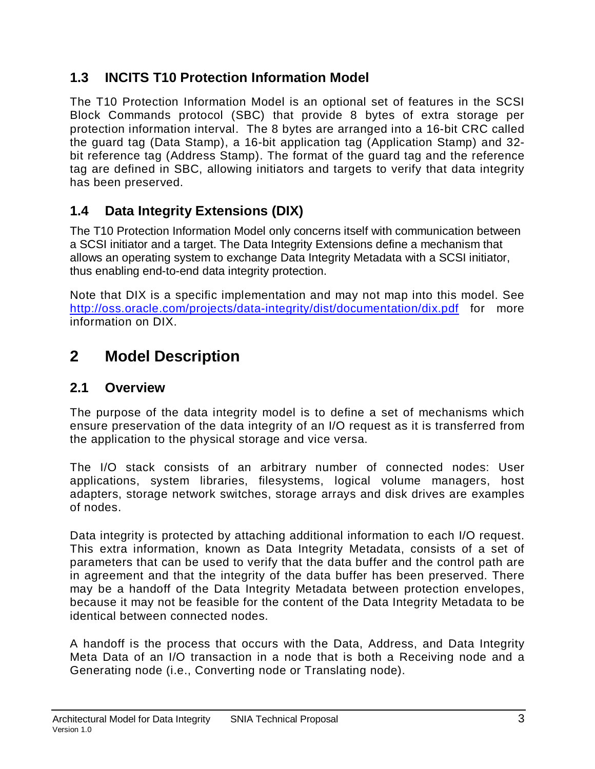### 1.3 INCITS T10 Protection Information Model

The T10 Protection Information Model is an optional set of features in the SCSI Block Commands protocol (SBC) that provide 8 bytes of extra storage per protection information interval. The 8 bytes are arranged into a 16-bit CRC called the guard tag (Data Stamp), a 16-bit application tag (Application Stamp) and 32-bit reference tag (Address Stamp). The format of the guard tag and the reference tag are defined in SBC, allowing initiators and targets to verify that data integrity has been preserved.

### 1.4 Data Integrity Extensions (DIX)

The T10 Protection Information Model only concerns itself with communication between a SCSI initiator and a target. The Data Integrity Extensions define a mechanism that allows an operating system to exchange Data Integrity Metadata with a SCSI initiator, thus enabling end-to-end data integrity protection.

Note that DIX is a specific implementation and may not map into this model. See http://oss.oracle.com/projects/data-integrity/dist/documentation/dix.pdf for more information on DIX.

## 2 Model Description

### 2.1 Overview

The purpose of the data integrity model is to define a set of mechanisms which ensure preservation of the data integrity of an I/O request as it is transferred from the application to the physical storage and vice versa.

The I/O stack consists of an arbitrary number of connected nodes: User applications, system libraries, filesystems, logical volume managers, host adapters, storage network switches, storage arrays and disk drives are examples of nodes.

Data integrity is protected by attaching additional information to each I/O request. This extra information, known as Data Integrity Metadata, consists of a set of parameters that can be used to verify that the data buffer and the control path are in agreement and that the integrity of the data buffer has been preserved. There may be a handoff of the Data Integrity Metadata between protection envelopes, because it may not be feasible for the content of the Data Integrity Metadata to be identical between connected nodes.

A handoff is the process that occurs with the Data, Address, and Data Integrity Meta Data of an I/O transaction in a node that is both a Receiving node and a Generating node (i.e., Converting node or Translating node).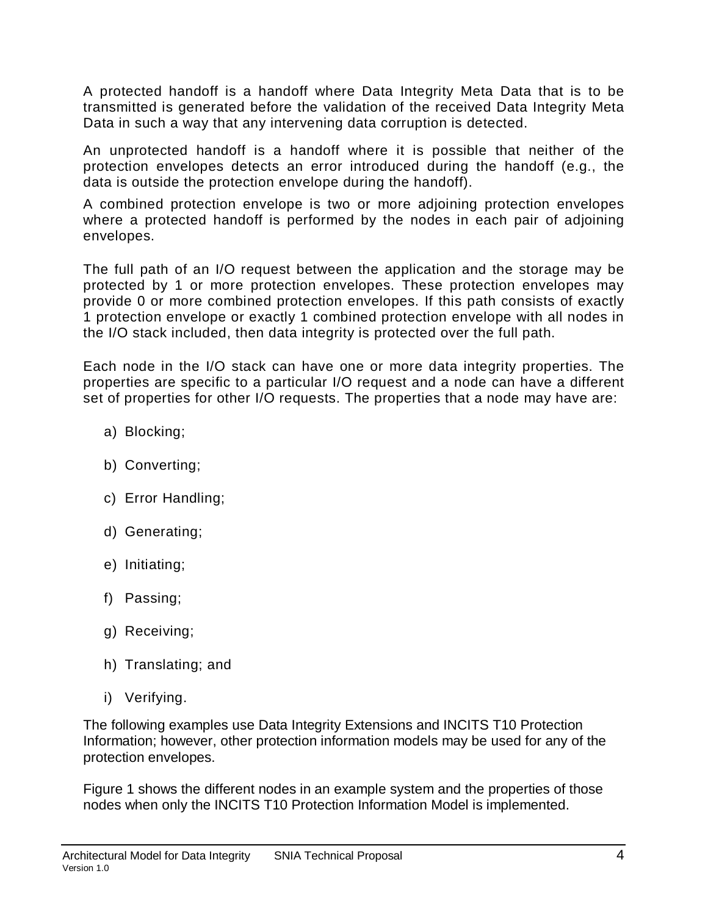A protected handoff is a handoff where Data Integrity Meta Data that is to be transmitted is generated before the validation of the received Data Integrity Meta Data in such a way that any intervening data corruption is detected.

An unprotected handoff is a handoff where it is possible that neither of the protection envelopes detects an error introduced during the handoff (e.g., the data is outside the protection envelope during the handoff).

A combined protection envelope is two or more adjoining protection envelopes where a protected handoff is performed by the nodes in each pair of adjoining envelopes.

The full path of an I/O request between the application and the storage may be protected by 1 or more protection envelopes. These protection envelopes may provide 0 or more combined protection envelopes. If this path consists of exactly 1 protection envelope or exactly 1 combined protection envelope with all nodes in the I/O stack included, then data integrity is protected over the full path.

Each node in the I/O stack can have one or more data integrity properties. The properties are specific to a particular I/O request and a node can have a different set of properties for other I/O requests. The properties that a node may have are:

a) Blocking;

b) Converting;

c) Error Handling;

d) Generating;

e) Initiating;

f) Passing;

g) Receiving;

h) Translating; and

i) Verifying.

The following examples use Data Integrity Extensions and INCITS T10 Protection Information; however, other protection information models may be used for any of the protection envelopes.

Figure 1 shows the different nodes in an example system and the properties of those nodes when only the INCITS T10 Protection Information Model is implemented.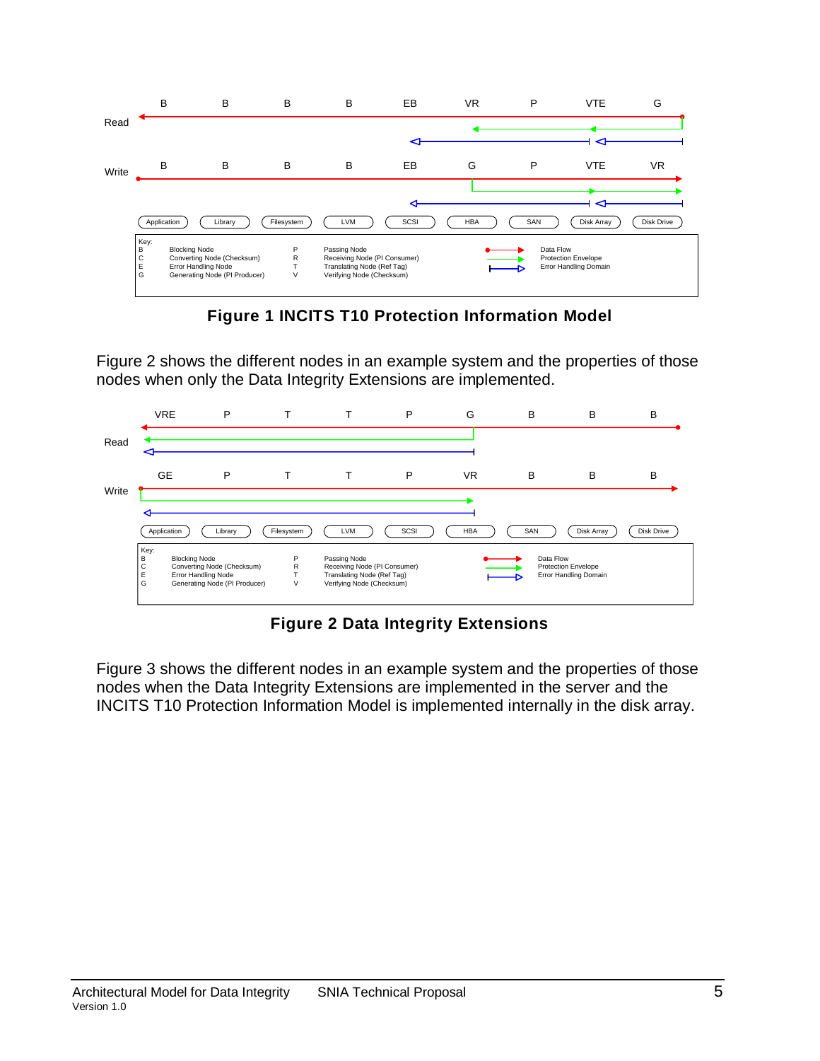| | B | B | B | B | EB | VR | P | VTE | G |
|---|---|---|---|---|---|---|---|---|---|
| Read | | | | | | | | | |
| Write | B | B | B | B | EB | G | P | VTE | VR |
| | Application | Library | Filesystem | LVM | SCSI | HBA | SAN | Disk Array | Disk Drive |

Key:

| | | | | |
|---|---|---|---|---|
| B | Blocking Node | P | Passing Node | Data Flow |
| C | Converting Node (Checksum) | R | Receiving Node (PI Consumer) | Protection Envelope |
| E | Error Handling Node | T | Translating Node (Ref Tag) | Error Handling Domain |
| G | Generating Node (PI Producer) | V | Verifying Node (Checksum) | |

**Figure 1 INCITS T10 Protection Information Model**

Figure 2 shows the different nodes in an example system and the properties of those nodes when only the Data Integrity Extensions are implemented.

| | VRE | P | T | T | P | G | B | B | B |
|---|---|---|---|---|---|---|---|---|---|
| Read | | | | | | | | | |
| Write | GE | P | T | T | P | VR | B | B | B |
| | Application | Library | Filesystem | LVM | SCSI | HBA | SAN | Disk Array | Disk Drive |

Key:

| | | | | |
|---|---|---|---|---|
| B | Blocking Node | P | Passing Node | Data Flow |
| C | Converting Node (Checksum) | R | Receiving Node (PI Consumer) | Protection Envelope |
| E | Error Handling Node | T | Translating Node (Ref Tag) | Error Handling Domain |
| G | Generating Node (PI Producer) | V | Verifying Node (Checksum) | |

**Figure 2 Data Integrity Extensions**

Figure 3 shows the different nodes in an example system and the properties of those nodes when the Data Integrity Extensions are implemented in the server and the INCITS T10 Protection Information Model is implemented internally in the disk array.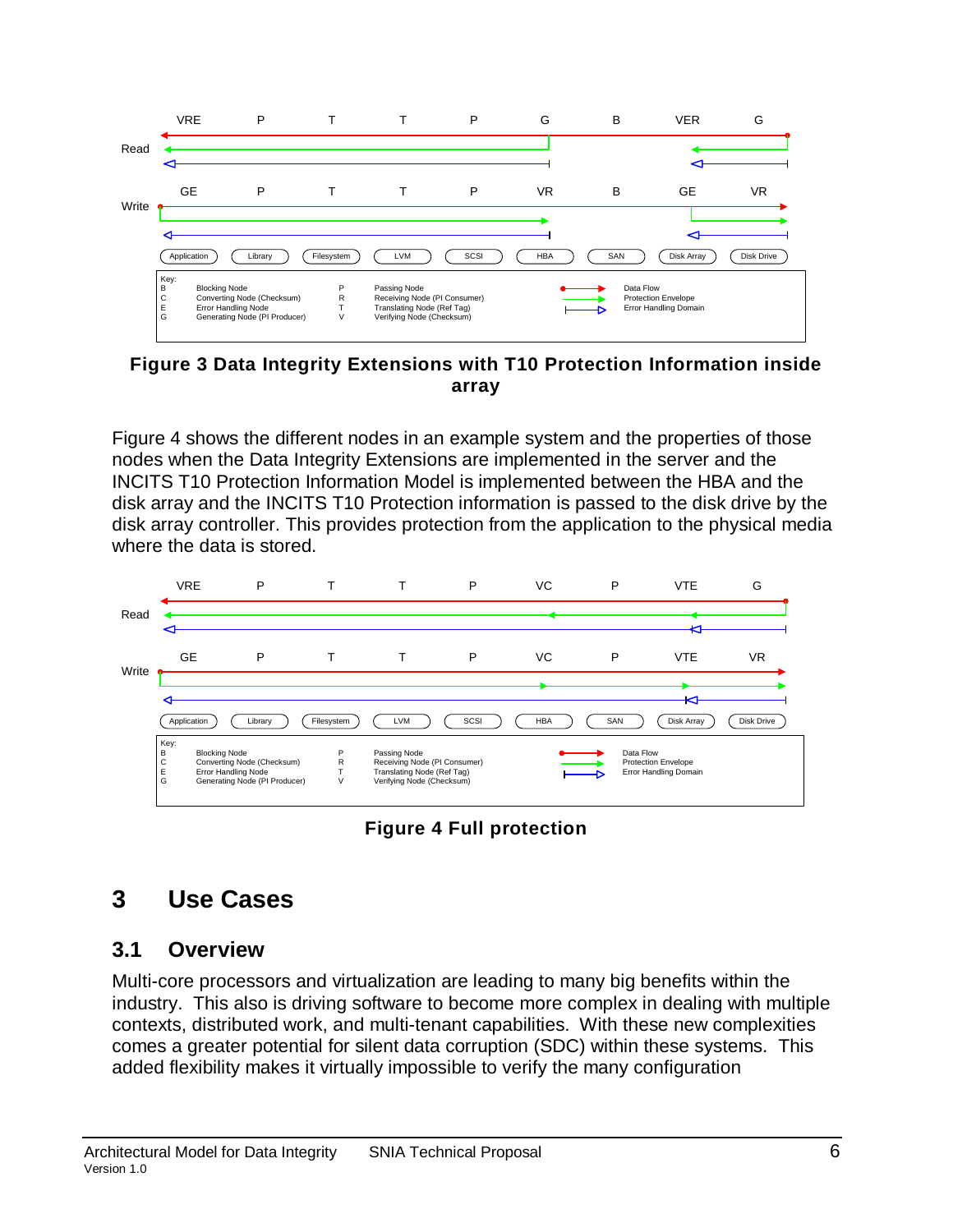Figure 3 Data Integrity Extensions with T10 Protection Information inside array

Figure 4 shows the different nodes in an example system and the properties of those nodes when the Data Integrity Extensions are implemented in the server and the INCITS T10 Protection Information Model is implemented between the HBA and the disk array and the INCITS T10 Protection information is passed to the disk drive by the disk array controller. This provides protection from the application to the physical media where the data is stored.

Figure 4 Full protection

# 3 Use Cases

## 3.1 Overview

Multi-core processors and virtualization are leading to many big benefits within the industry. This also is driving software to become more complex in dealing with multiple contexts, distributed work, and multi-tenant capabilities. With these new complexities comes a greater potential for silent data corruption (SDC) within these systems. This added flexibility makes it virtually impossible to verify the many configuration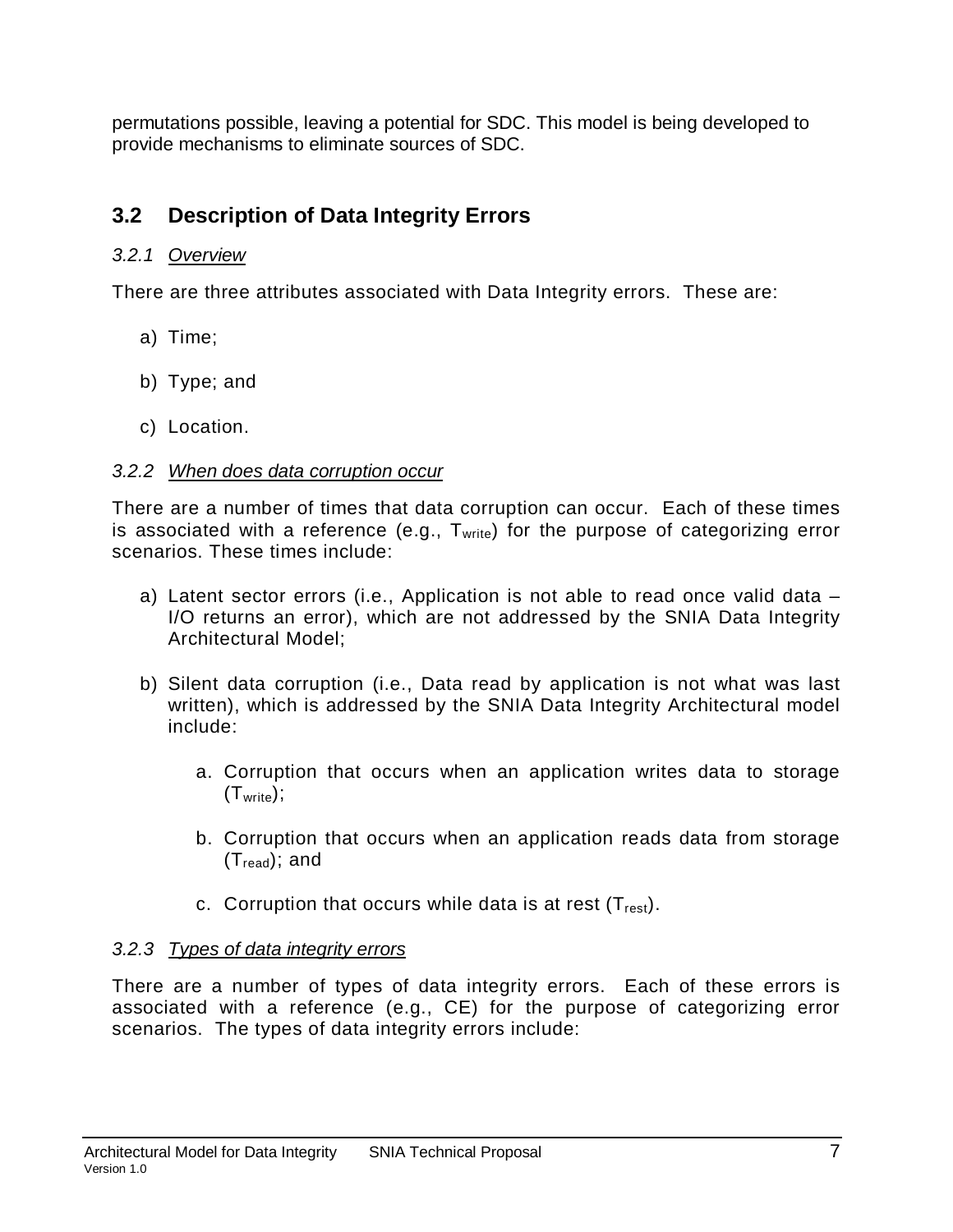permutations possible, leaving a potential for SDC. This model is being developed to provide mechanisms to eliminate sources of SDC.

## 3.2 Description of Data Integrity Errors

### *3.2.1 Overview*

There are three attributes associated with Data Integrity errors. These are:

a) Time;

b) Type; and

c) Location.

### *3.2.2 When does data corruption occur*

There are a number of times that data corruption can occur. Each of these times is associated with a reference (e.g., $T_{write}$) for the purpose of categorizing error scenarios. These times include:

a) Latent sector errors (i.e., Application is not able to read once valid data – I/O returns an error), which are not addressed by the SNIA Data Integrity Architectural Model;

b) Silent data corruption (i.e., Data read by application is not what was last written), which is addressed by the SNIA Data Integrity Architectural model include:

   a. Corruption that occurs when an application writes data to storage ($T_{write}$);

   b. Corruption that occurs when an application reads data from storage ($T_{read}$); and

   c. Corruption that occurs while data is at rest ($T_{rest}$).

### *3.2.3 Types of data integrity errors*

There are a number of types of data integrity errors. Each of these errors is associated with a reference (e.g., CE) for the purpose of categorizing error scenarios. The types of data integrity errors include: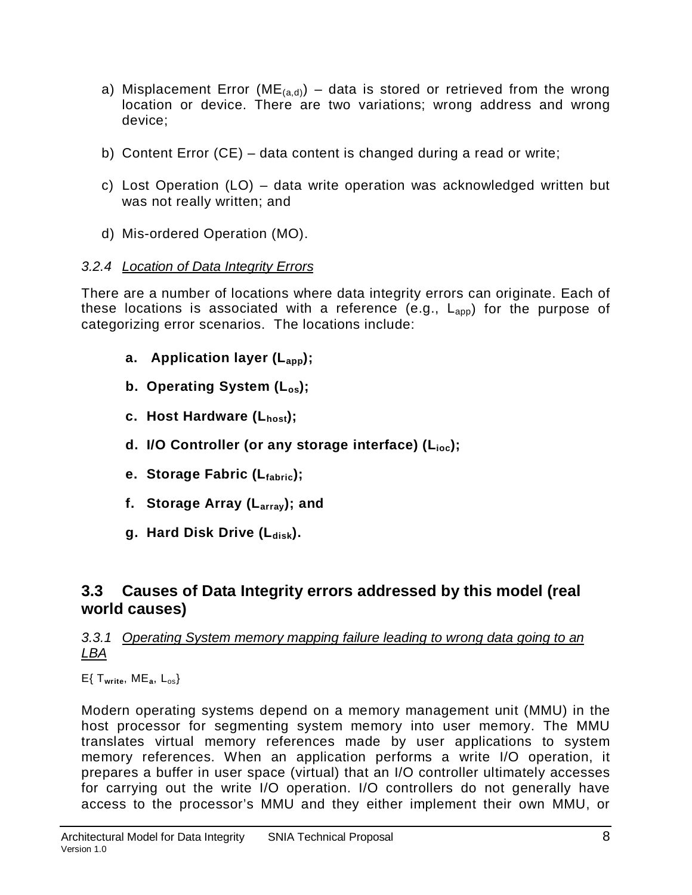a) Misplacement Error ($ME_{(a,d)}$) – data is stored or retrieved from the wrong location or device. There are two variations; wrong address and wrong device;

b) Content Error (CE) – data content is changed during a read or write;

c) Lost Operation (LO) – data write operation was acknowledged written but was not really written; and

d) Mis-ordered Operation (MO).

#### *3.2.4 Location of Data Integrity Errors*

There are a number of locations where data integrity errors can originate. Each of these locations is associated with a reference (e.g., $L_{app}$) for the purpose of categorizing error scenarios. The locations include:

**a. Application layer ($L_{app}$);**

**b. Operating System ($L_{os}$);**

**c. Host Hardware ($L_{host}$);**

**d. I/O Controller (or any storage interface) ($L_{ioc}$);**

**e. Storage Fabric ($L_{fabric}$);**

**f. Storage Array ($L_{array}$); and**

**g. Hard Disk Drive ($L_{disk}$).**

## 3.3 Causes of Data Integrity errors addressed by this model (real world causes)

#### *3.3.1 Operating System memory mapping failure leading to wrong data going to an LBA*

E{ $T_{write}$, $ME_a$, $L_{os}$}

Modern operating systems depend on a memory management unit (MMU) in the host processor for segmenting system memory into user memory. The MMU translates virtual memory references made by user applications to system memory references. When an application performs a write I/O operation, it prepares a buffer in user space (virtual) that an I/O controller ultimately accesses for carrying out the write I/O operation. I/O controllers do not generally have access to the processor's MMU and they either implement their own MMU, or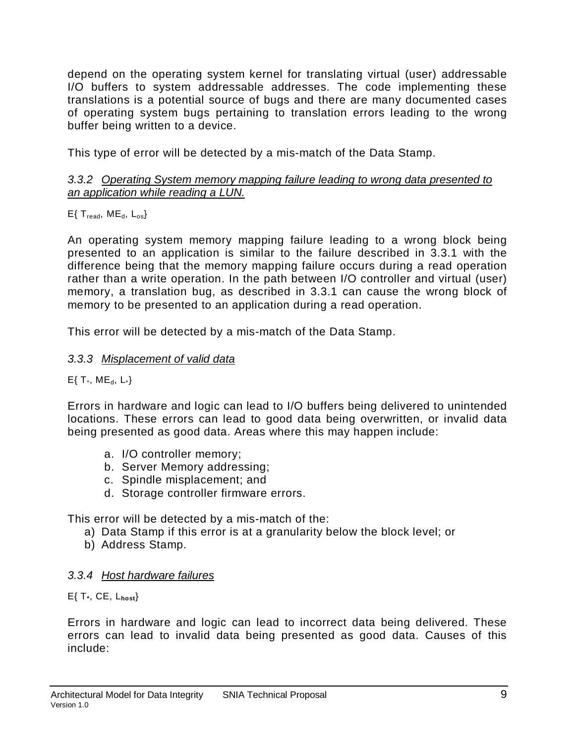depend on the operating system kernel for translating virtual (user) addressable I/O buffers to system addressable addresses. The code implementing these translations is a potential source of bugs and there are many documented cases of operating system bugs pertaining to translation errors leading to the wrong buffer being written to a device.

This type of error will be detected by a mis-match of the Data Stamp.

### *3.3.2 Operating System memory mapping failure leading to wrong data presented to an application while reading a LUN.*

$E\{ T_{read}, ME_d, L_{os}\}$

An operating system memory mapping failure leading to a wrong block being presented to an application is similar to the failure described in 3.3.1 with the difference being that the memory mapping failure occurs during a read operation rather than a write operation. In the path between I/O controller and virtual (user) memory, a translation bug, as described in 3.3.1 can cause the wrong block of memory to be presented to an application during a read operation.

This error will be detected by a mis-match of the Data Stamp.

### *3.3.3 Misplacement of valid data*

$E\{ T_*, ME_d, L_*\}$

Errors in hardware and logic can lead to I/O buffers being delivered to unintended locations. These errors can lead to good data being overwritten, or invalid data being presented as good data. Areas where this may happen include:

a. I/O controller memory;
b. Server Memory addressing;
c. Spindle misplacement; and
d. Storage controller firmware errors.

This error will be detected by a mis-match of the:

a) Data Stamp if this error is at a granularity below the block level; or
b) Address Stamp.

### *3.3.4 Host hardware failures*

$E\{ T_*, CE, L_{host}\}$

Errors in hardware and logic can lead to incorrect data being delivered. These errors can lead to invalid data being presented as good data. Causes of this include: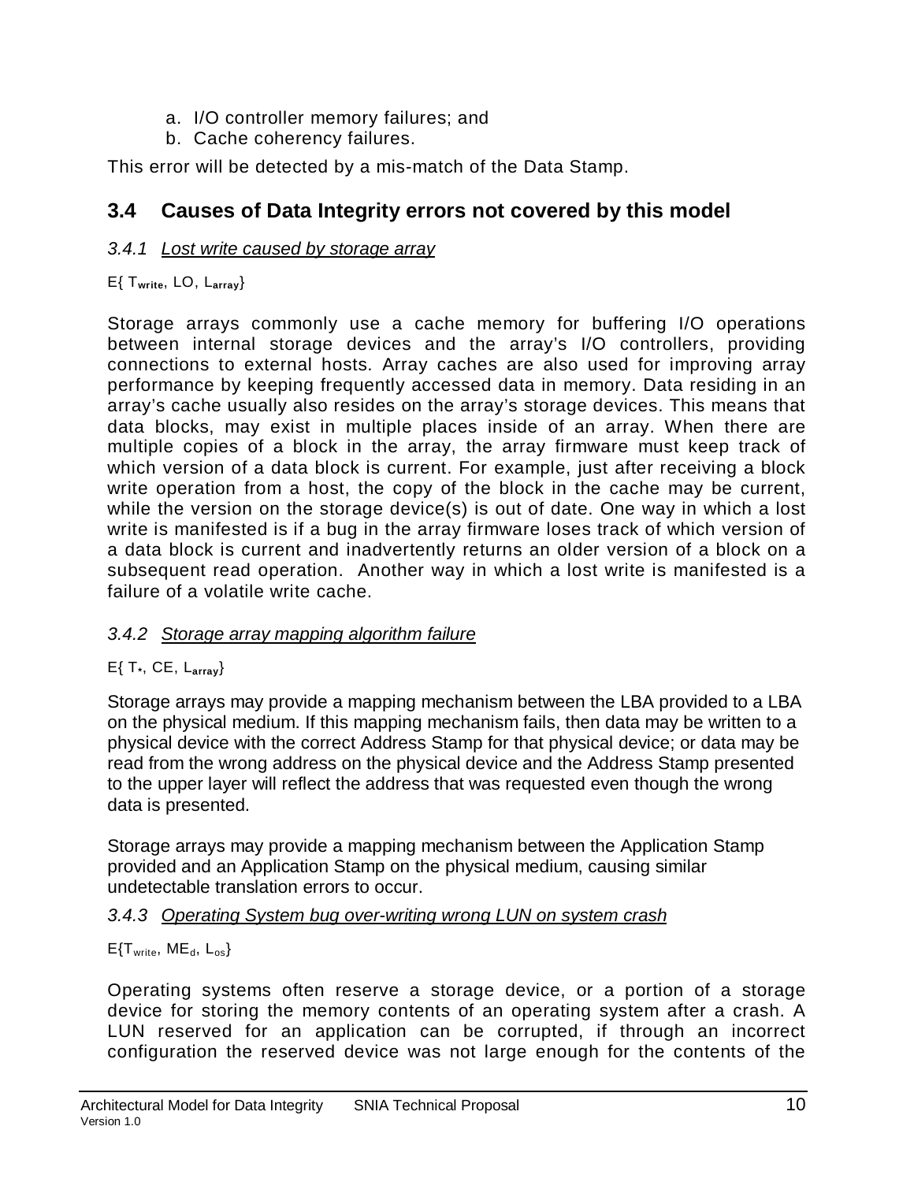a. I/O controller memory failures; and
b. Cache coherency failures.

This error will be detected by a mis-match of the Data Stamp.

## 3.4 Causes of Data Integrity errors not covered by this model

### 3.4.1 Lost write caused by storage array

E{ $T_{write}$, LO, $L_{array}$}

Storage arrays commonly use a cache memory for buffering I/O operations between internal storage devices and the array's I/O controllers, providing connections to external hosts. Array caches are also used for improving array performance by keeping frequently accessed data in memory. Data residing in an array's cache usually also resides on the array's storage devices. This means that data blocks, may exist in multiple places inside of an array. When there are multiple copies of a block in the array, the array firmware must keep track of which version of a data block is current. For example, just after receiving a block write operation from a host, the copy of the block in the cache may be current, while the version on the storage device(s) is out of date. One way in which a lost write is manifested is if a bug in the array firmware loses track of which version of a data block is current and inadvertently returns an older version of a block on a subsequent read operation. Another way in which a lost write is manifested is a failure of a volatile write cache.

### 3.4.2 Storage array mapping algorithm failure

E{ $T_{*}$, CE, $L_{array}$}

Storage arrays may provide a mapping mechanism between the LBA provided to a LBA on the physical medium. If this mapping mechanism fails, then data may be written to a physical device with the correct Address Stamp for that physical device; or data may be read from the wrong address on the physical device and the Address Stamp presented to the upper layer will reflect the address that was requested even though the wrong data is presented.

Storage arrays may provide a mapping mechanism between the Application Stamp provided and an Application Stamp on the physical medium, causing similar undetectable translation errors to occur.

### 3.4.3 Operating System bug over-writing wrong LUN on system crash

E{$T_{write}$, $ME_{d}$, $L_{os}$}

Operating systems often reserve a storage device, or a portion of a storage device for storing the memory contents of an operating system after a crash. A LUN reserved for an application can be corrupted, if through an incorrect configuration the reserved device was not large enough for the contents of the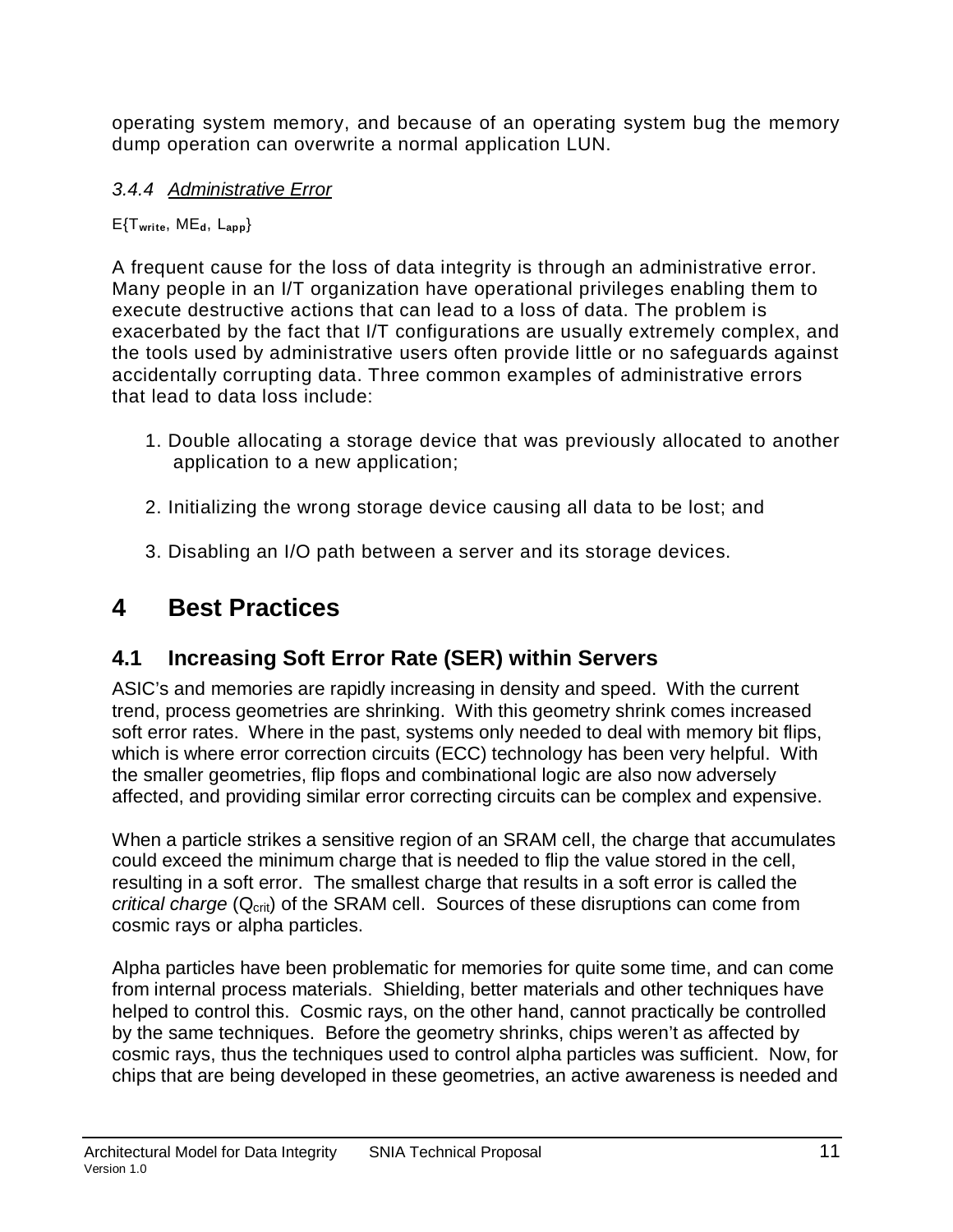operating system memory, and because of an operating system bug the memory dump operation can overwrite a normal application LUN.

### *3.4.4 Administrative Error*

$E\{T_{write}, ME_d, L_{app}\}$

A frequent cause for the loss of data integrity is through an administrative error. Many people in an I/T organization have operational privileges enabling them to execute destructive actions that can lead to a loss of data. The problem is exacerbated by the fact that I/T configurations are usually extremely complex, and the tools used by administrative users often provide little or no safeguards against accidentally corrupting data. Three common examples of administrative errors that lead to data loss include:

1. Double allocating a storage device that was previously allocated to another application to a new application;

2. Initializing the wrong storage device causing all data to be lost; and

3. Disabling an I/O path between a server and its storage devices.

# 4 Best Practices

## 4.1 Increasing Soft Error Rate (SER) within Servers

ASIC's and memories are rapidly increasing in density and speed. With the current trend, process geometries are shrinking. With this geometry shrink comes increased soft error rates. Where in the past, systems only needed to deal with memory bit flips, which is where error correction circuits (ECC) technology has been very helpful. With the smaller geometries, flip flops and combinational logic are also now adversely affected, and providing similar error correcting circuits can be complex and expensive.

When a particle strikes a sensitive region of an SRAM cell, the charge that accumulates could exceed the minimum charge that is needed to flip the value stored in the cell, resulting in a soft error. The smallest charge that results in a soft error is called the *critical charge* ($Q_{crit}$) of the SRAM cell. Sources of these disruptions can come from cosmic rays or alpha particles.

Alpha particles have been problematic for memories for quite some time, and can come from internal process materials. Shielding, better materials and other techniques have helped to control this. Cosmic rays, on the other hand, cannot practically be controlled by the same techniques. Before the geometry shrinks, chips weren't as affected by cosmic rays, thus the techniques used to control alpha particles was sufficient. Now, for chips that are being developed in these geometries, an active awareness is needed and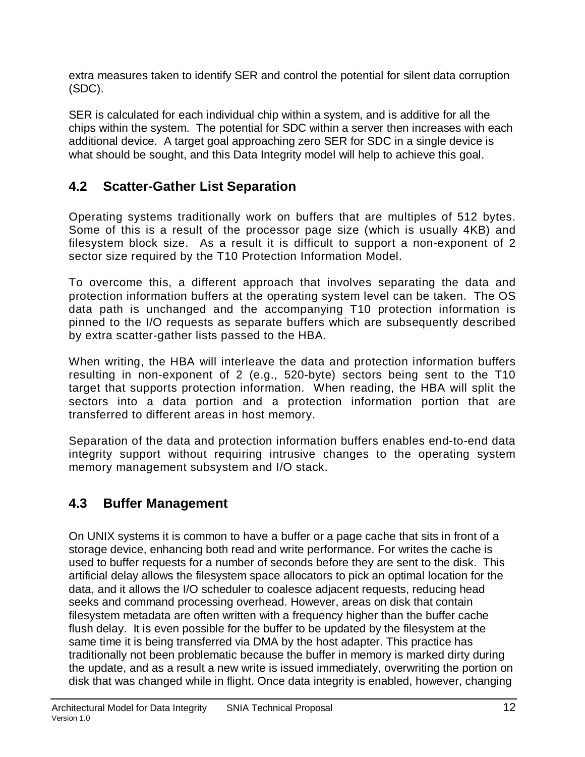extra measures taken to identify SER and control the potential for silent data corruption (SDC).

SER is calculated for each individual chip within a system, and is additive for all the chips within the system. The potential for SDC within a server then increases with each additional device. A target goal approaching zero SER for SDC in a single device is what should be sought, and this Data Integrity model will help to achieve this goal.

## 4.2 Scatter-Gather List Separation

Operating systems traditionally work on buffers that are multiples of 512 bytes. Some of this is a result of the processor page size (which is usually 4KB) and filesystem block size. As a result it is difficult to support a non-exponent of 2 sector size required by the T10 Protection Information Model.

To overcome this, a different approach that involves separating the data and protection information buffers at the operating system level can be taken. The OS data path is unchanged and the accompanying T10 protection information is pinned to the I/O requests as separate buffers which are subsequently described by extra scatter-gather lists passed to the HBA.

When writing, the HBA will interleave the data and protection information buffers resulting in non-exponent of 2 (e.g., 520-byte) sectors being sent to the T10 target that supports protection information. When reading, the HBA will split the sectors into a data portion and a protection information portion that are transferred to different areas in host memory.

Separation of the data and protection information buffers enables end-to-end data integrity support without requiring intrusive changes to the operating system memory management subsystem and I/O stack.

## 4.3 Buffer Management

On UNIX systems it is common to have a buffer or a page cache that sits in front of a storage device, enhancing both read and write performance. For writes the cache is used to buffer requests for a number of seconds before they are sent to the disk. This artificial delay allows the filesystem space allocators to pick an optimal location for the data, and it allows the I/O scheduler to coalesce adjacent requests, reducing head seeks and command processing overhead. However, areas on disk that contain filesystem metadata are often written with a frequency higher than the buffer cache flush delay. It is even possible for the buffer to be updated by the filesystem at the same time it is being transferred via DMA by the host adapter. This practice has traditionally not been problematic because the buffer in memory is marked dirty during the update, and as a result a new write is issued immediately, overwriting the portion on disk that was changed while in flight. Once data integrity is enabled, however, changing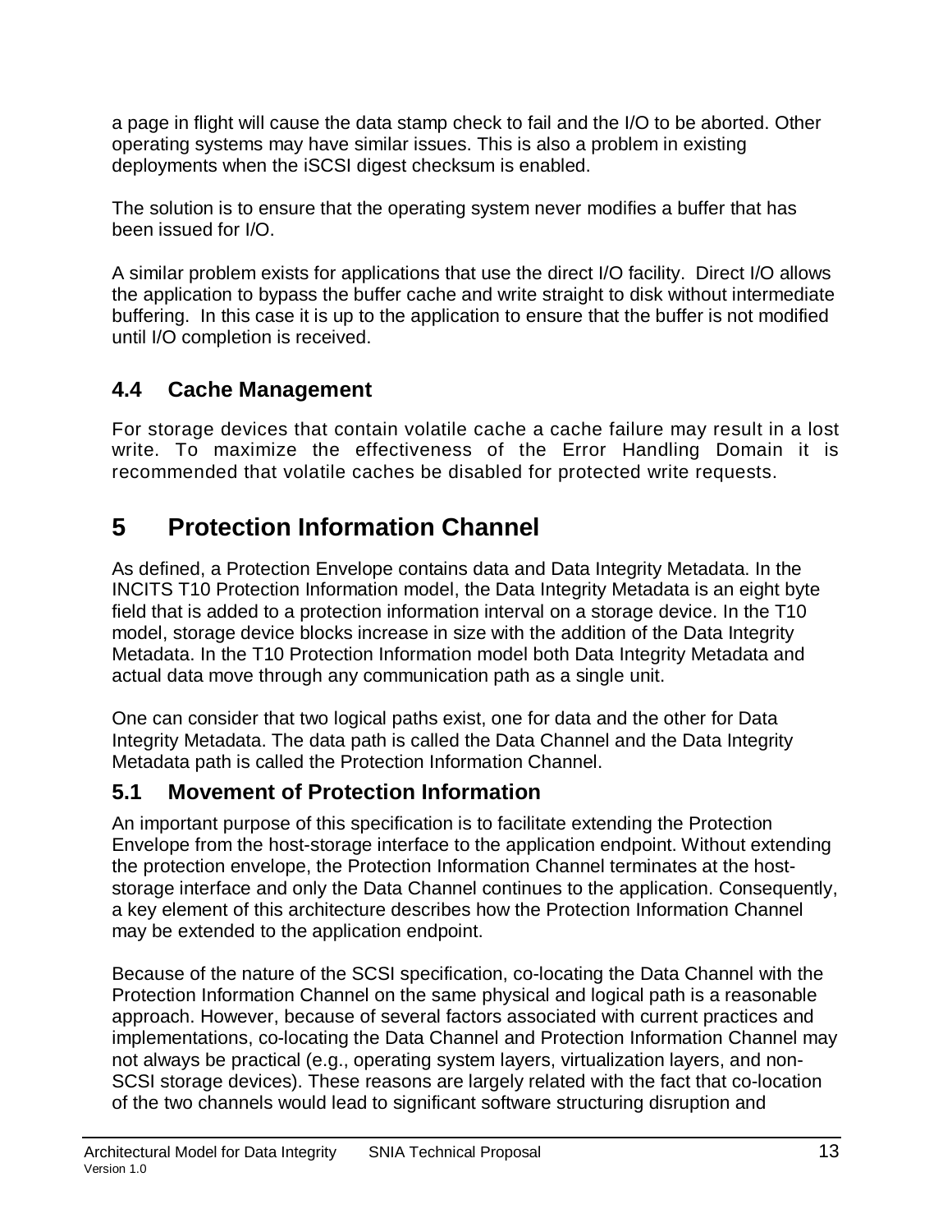a page in flight will cause the data stamp check to fail and the I/O to be aborted. Other operating systems may have similar issues. This is also a problem in existing deployments when the iSCSI digest checksum is enabled.

The solution is to ensure that the operating system never modifies a buffer that has been issued for I/O.

A similar problem exists for applications that use the direct I/O facility. Direct I/O allows the application to bypass the buffer cache and write straight to disk without intermediate buffering. In this case it is up to the application to ensure that the buffer is not modified until I/O completion is received.

## 4.4 Cache Management

For storage devices that contain volatile cache a cache failure may result in a lost write. To maximize the effectiveness of the Error Handling Domain it is recommended that volatile caches be disabled for protected write requests.

# 5 Protection Information Channel

As defined, a Protection Envelope contains data and Data Integrity Metadata. In the INCITS T10 Protection Information model, the Data Integrity Metadata is an eight byte field that is added to a protection information interval on a storage device. In the T10 model, storage device blocks increase in size with the addition of the Data Integrity Metadata. In the T10 Protection Information model both Data Integrity Metadata and actual data move through any communication path as a single unit.

One can consider that two logical paths exist, one for data and the other for Data Integrity Metadata. The data path is called the Data Channel and the Data Integrity Metadata path is called the Protection Information Channel.

## 5.1 Movement of Protection Information

An important purpose of this specification is to facilitate extending the Protection Envelope from the host-storage interface to the application endpoint. Without extending the protection envelope, the Protection Information Channel terminates at the host-storage interface and only the Data Channel continues to the application. Consequently, a key element of this architecture describes how the Protection Information Channel may be extended to the application endpoint.

Because of the nature of the SCSI specification, co-locating the Data Channel with the Protection Information Channel on the same physical and logical path is a reasonable approach. However, because of several factors associated with current practices and implementations, co-locating the Data Channel and Protection Information Channel may not always be practical (e.g., operating system layers, virtualization layers, and non-SCSI storage devices). These reasons are largely related with the fact that co-location of the two channels would lead to significant software structuring disruption and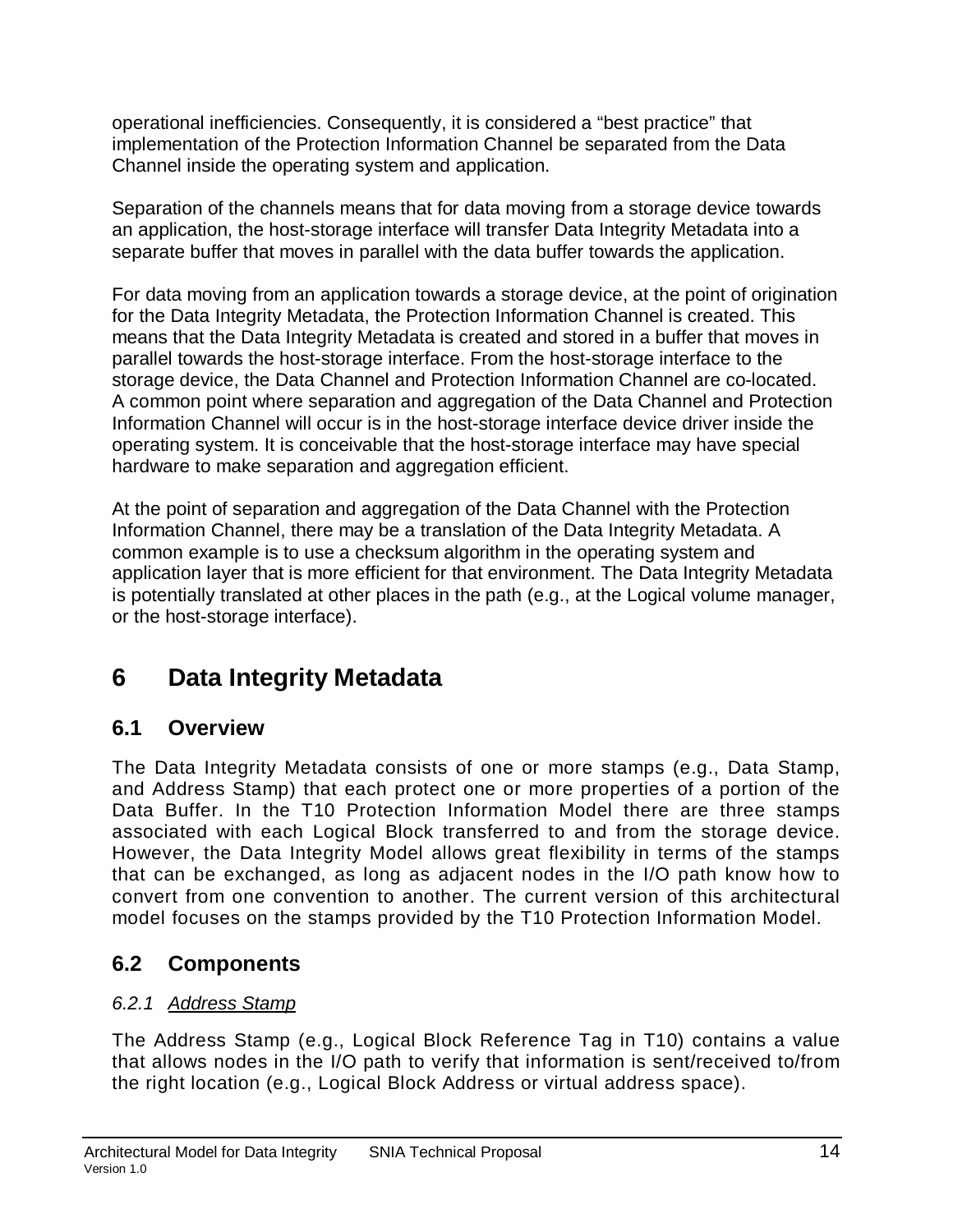operational inefficiencies. Consequently, it is considered a “best practice” that implementation of the Protection Information Channel be separated from the Data Channel inside the operating system and application.

Separation of the channels means that for data moving from a storage device towards an application, the host-storage interface will transfer Data Integrity Metadata into a separate buffer that moves in parallel with the data buffer towards the application.

For data moving from an application towards a storage device, at the point of origination for the Data Integrity Metadata, the Protection Information Channel is created. This means that the Data Integrity Metadata is created and stored in a buffer that moves in parallel towards the host-storage interface. From the host-storage interface to the storage device, the Data Channel and Protection Information Channel are co-located. A common point where separation and aggregation of the Data Channel and Protection Information Channel will occur is in the host-storage interface device driver inside the operating system. It is conceivable that the host-storage interface may have special hardware to make separation and aggregation efficient.

At the point of separation and aggregation of the Data Channel with the Protection Information Channel, there may be a translation of the Data Integrity Metadata. A common example is to use a checksum algorithm in the operating system and application layer that is more efficient for that environment. The Data Integrity Metadata is potentially translated at other places in the path (e.g., at the Logical volume manager, or the host-storage interface).

# 6 Data Integrity Metadata

## 6.1 Overview

The Data Integrity Metadata consists of one or more stamps (e.g., Data Stamp, and Address Stamp) that each protect one or more properties of a portion of the Data Buffer. In the T10 Protection Information Model there are three stamps associated with each Logical Block transferred to and from the storage device. However, the Data Integrity Model allows great flexibility in terms of the stamps that can be exchanged, as long as adjacent nodes in the I/O path know how to convert from one convention to another. The current version of this architectural model focuses on the stamps provided by the T10 Protection Information Model.

## 6.2 Components

### *6.2.1 Address Stamp*

The Address Stamp (e.g., Logical Block Reference Tag in T10) contains a value that allows nodes in the I/O path to verify that information is sent/received to/from the right location (e.g., Logical Block Address or virtual address space).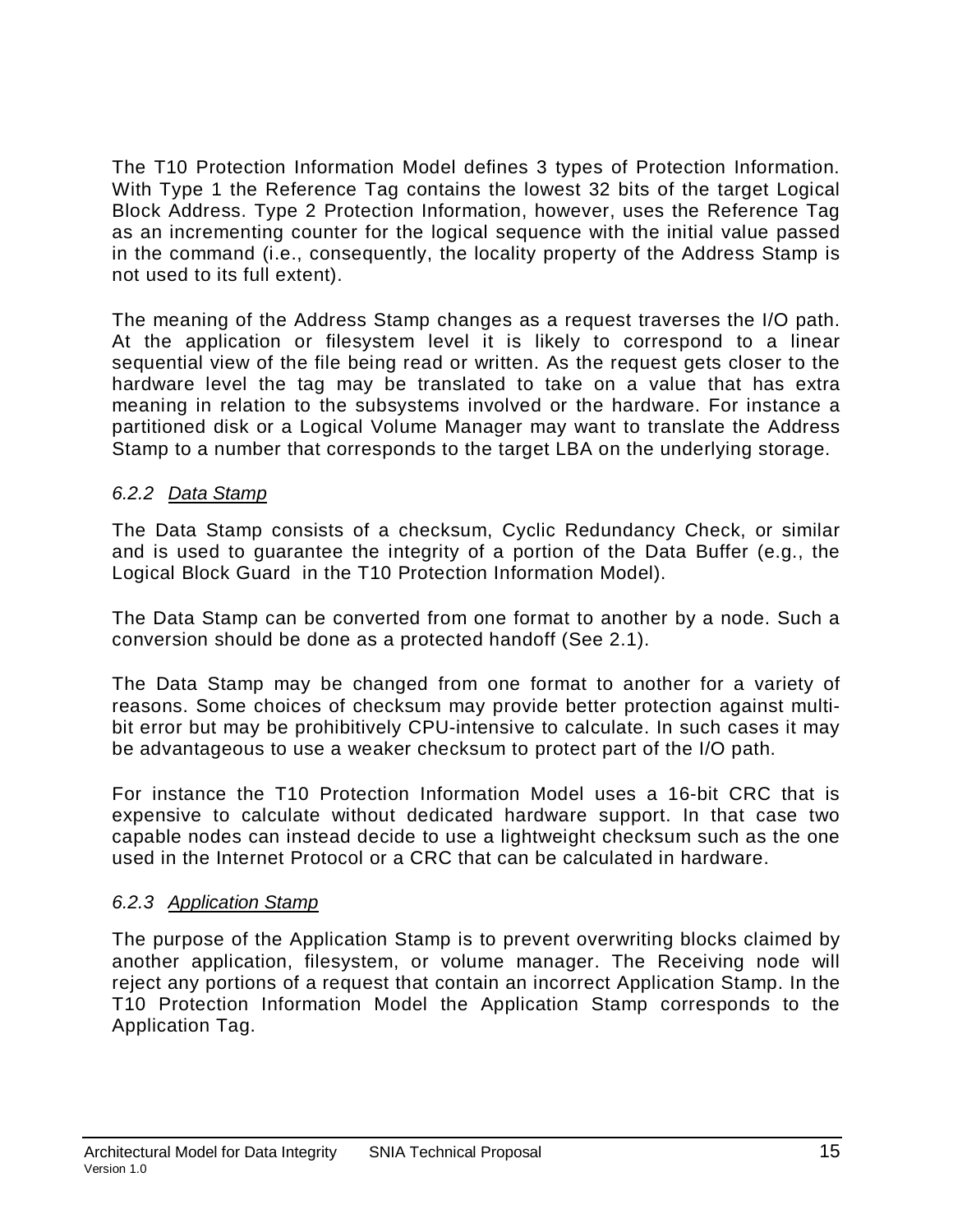The T10 Protection Information Model defines 3 types of Protection Information. With Type 1 the Reference Tag contains the lowest 32 bits of the target Logical Block Address. Type 2 Protection Information, however, uses the Reference Tag as an incrementing counter for the logical sequence with the initial value passed in the command (i.e., consequently, the locality property of the Address Stamp is not used to its full extent).

The meaning of the Address Stamp changes as a request traverses the I/O path. At the application or filesystem level it is likely to correspond to a linear sequential view of the file being read or written. As the request gets closer to the hardware level the tag may be translated to take on a value that has extra meaning in relation to the subsystems involved or the hardware. For instance a partitioned disk or a Logical Volume Manager may want to translate the Address Stamp to a number that corresponds to the target LBA on the underlying storage.

### *6.2.2 Data Stamp*

The Data Stamp consists of a checksum, Cyclic Redundancy Check, or similar and is used to guarantee the integrity of a portion of the Data Buffer (e.g., the Logical Block Guard in the T10 Protection Information Model).

The Data Stamp can be converted from one format to another by a node. Such a conversion should be done as a protected handoff (See 2.1).

The Data Stamp may be changed from one format to another for a variety of reasons. Some choices of checksum may provide better protection against multi-bit error but may be prohibitively CPU-intensive to calculate. In such cases it may be advantageous to use a weaker checksum to protect part of the I/O path.

For instance the T10 Protection Information Model uses a 16-bit CRC that is expensive to calculate without dedicated hardware support. In that case two capable nodes can instead decide to use a lightweight checksum such as the one used in the Internet Protocol or a CRC that can be calculated in hardware.

### *6.2.3 Application Stamp*

The purpose of the Application Stamp is to prevent overwriting blocks claimed by another application, filesystem, or volume manager. The Receiving node will reject any portions of a request that contain an incorrect Application Stamp. In the T10 Protection Information Model the Application Stamp corresponds to the Application Tag.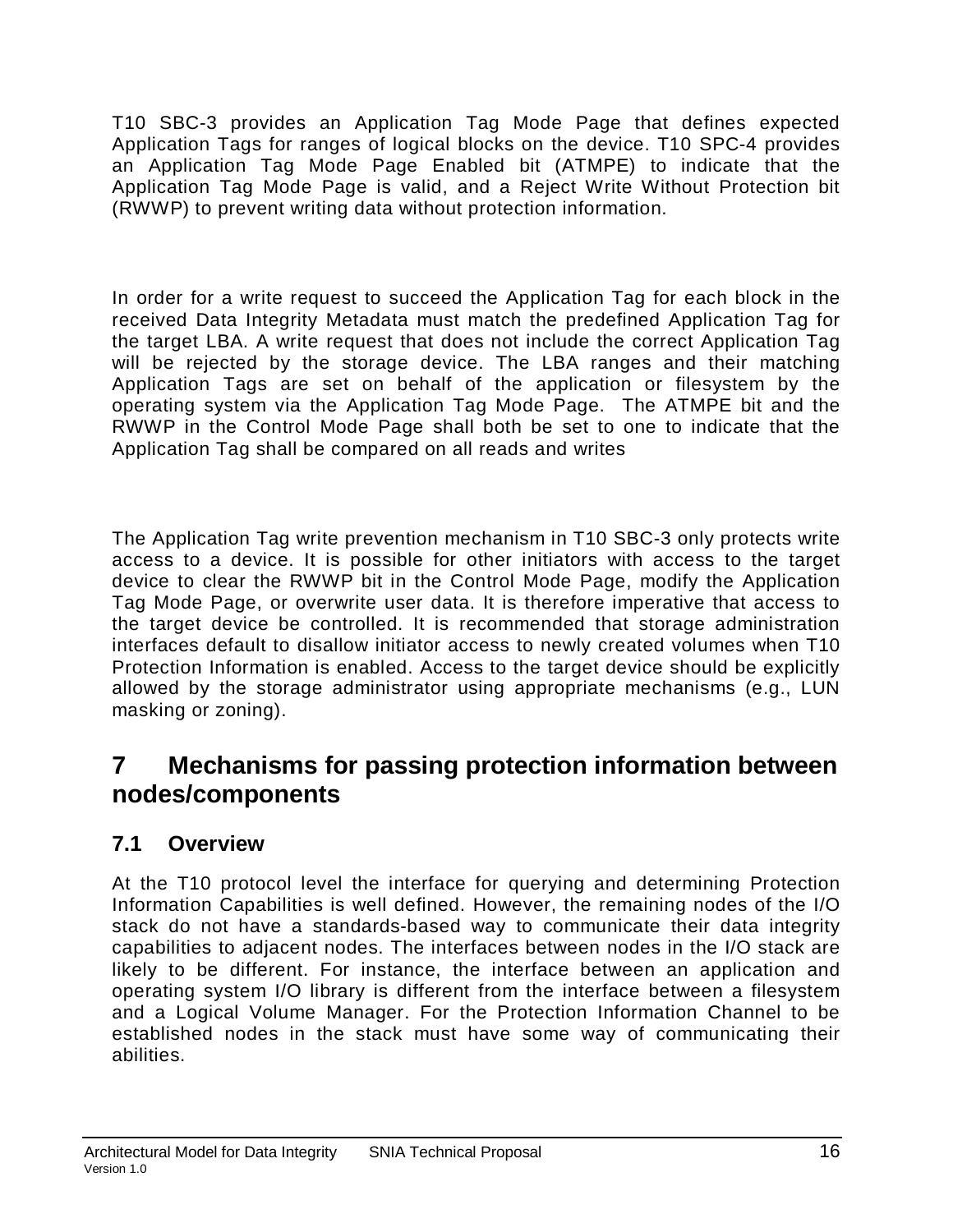T10 SBC-3 provides an Application Tag Mode Page that defines expected Application Tags for ranges of logical blocks on the device. T10 SPC-4 provides an Application Tag Mode Page Enabled bit (ATMPE) to indicate that the Application Tag Mode Page is valid, and a Reject Write Without Protection bit (RWWP) to prevent writing data without protection information.

In order for a write request to succeed the Application Tag for each block in the received Data Integrity Metadata must match the predefined Application Tag for the target LBA. A write request that does not include the correct Application Tag will be rejected by the storage device. The LBA ranges and their matching Application Tags are set on behalf of the application or filesystem by the operating system via the Application Tag Mode Page. The ATMPE bit and the RWWP in the Control Mode Page shall both be set to one to indicate that the Application Tag shall be compared on all reads and writes

The Application Tag write prevention mechanism in T10 SBC-3 only protects write access to a device. It is possible for other initiators with access to the target device to clear the RWWP bit in the Control Mode Page, modify the Application Tag Mode Page, or overwrite user data. It is therefore imperative that access to the target device be controlled. It is recommended that storage administration interfaces default to disallow initiator access to newly created volumes when T10 Protection Information is enabled. Access to the target device should be explicitly allowed by the storage administrator using appropriate mechanisms (e.g., LUN masking or zoning).

# 7 Mechanisms for passing protection information between nodes/components

## 7.1 Overview

At the T10 protocol level the interface for querying and determining Protection Information Capabilities is well defined. However, the remaining nodes of the I/O stack do not have a standards-based way to communicate their data integrity capabilities to adjacent nodes. The interfaces between nodes in the I/O stack are likely to be different. For instance, the interface between an application and operating system I/O library is different from the interface between a filesystem and a Logical Volume Manager. For the Protection Information Channel to be established nodes in the stack must have some way of communicating their abilities.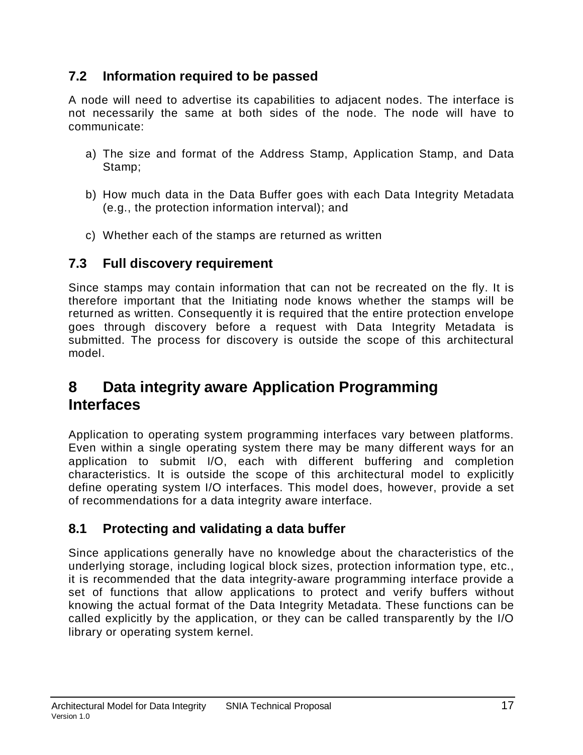## 7.2 Information required to be passed

A node will need to advertise its capabilities to adjacent nodes. The interface is not necessarily the same at both sides of the node. The node will have to communicate:

a) The size and format of the Address Stamp, Application Stamp, and Data Stamp;

b) How much data in the Data Buffer goes with each Data Integrity Metadata (e.g., the protection information interval); and

c) Whether each of the stamps are returned as written

## 7.3 Full discovery requirement

Since stamps may contain information that can not be recreated on the fly. It is therefore important that the Initiating node knows whether the stamps will be returned as written. Consequently it is required that the entire protection envelope goes through discovery before a request with Data Integrity Metadata is submitted. The process for discovery is outside the scope of this architectural model.

# 8 Data integrity aware Application Programming Interfaces

Application to operating system programming interfaces vary between platforms. Even within a single operating system there may be many different ways for an application to submit I/O, each with different buffering and completion characteristics. It is outside the scope of this architectural model to explicitly define operating system I/O interfaces. This model does, however, provide a set of recommendations for a data integrity aware interface.

## 8.1 Protecting and validating a data buffer

Since applications generally have no knowledge about the characteristics of the underlying storage, including logical block sizes, protection information type, etc., it is recommended that the data integrity-aware programming interface provide a set of functions that allow applications to protect and verify buffers without knowing the actual format of the Data Integrity Metadata. These functions can be called explicitly by the application, or they can be called transparently by the I/O library or operating system kernel.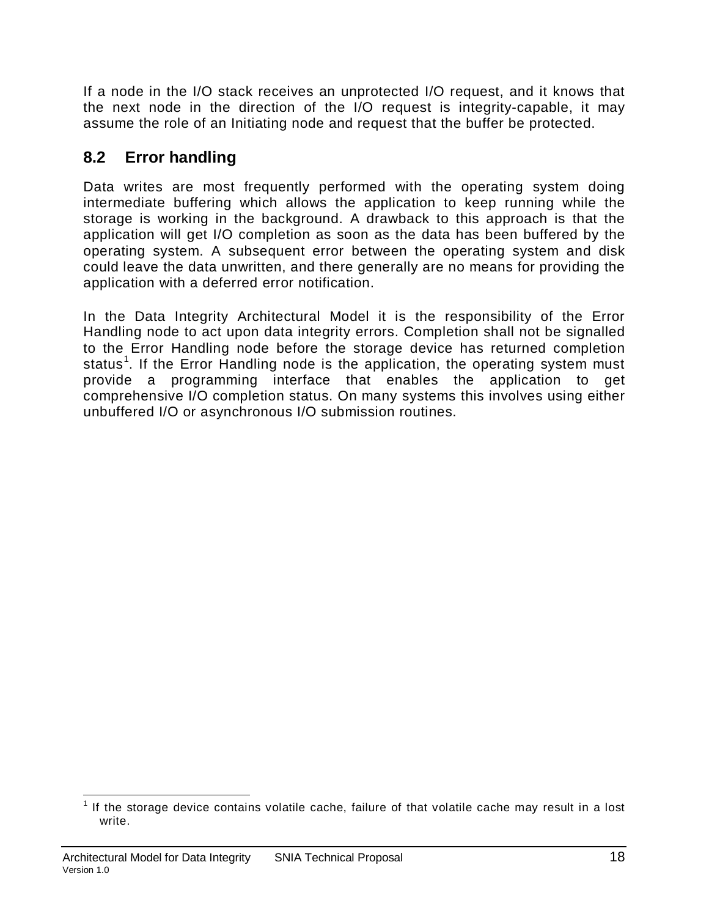If a node in the I/O stack receives an unprotected I/O request, and it knows that the next node in the direction of the I/O request is integrity-capable, it may assume the role of an Initiating node and request that the buffer be protected.

## 8.2 Error handling

Data writes are most frequently performed with the operating system doing intermediate buffering which allows the application to keep running while the storage is working in the background. A drawback to this approach is that the application will get I/O completion as soon as the data has been buffered by the operating system. A subsequent error between the operating system and disk could leave the data unwritten, and there generally are no means for providing the application with a deferred error notification.

In the Data Integrity Architectural Model it is the responsibility of the Error Handling node to act upon data integrity errors. Completion shall not be signalled to the Error Handling node before the storage device has returned completion status[1]. If the Error Handling node is the application, the operating system must provide a programming interface that enables the application to get comprehensive I/O completion status. On many systems this involves using either unbuffered I/O or asynchronous I/O submission routines.

[1] If the storage device contains volatile cache, failure of that volatile cache may result in a lost write.